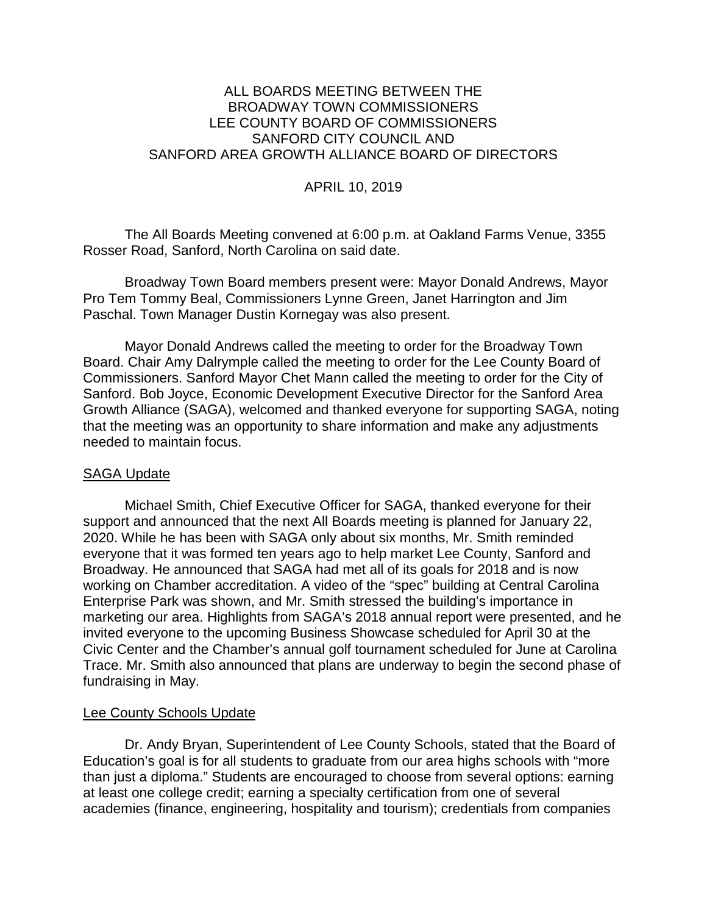# ALL BOARDS MEETING BETWEEN THE BROADWAY TOWN COMMISSIONERS LEE COUNTY BOARD OF COMMISSIONERS SANFORD CITY COUNCIL AND SANFORD AREA GROWTH ALLIANCE BOARD OF DIRECTORS

APRIL 10, 2019

The All Boards Meeting convened at 6:00 p.m. at Oakland Farms Venue, 3355 Rosser Road, Sanford, North Carolina on said date.

Broadway Town Board members present were: Mayor Donald Andrews, Mayor Pro Tem Tommy Beal, Commissioners Lynne Green, Janet Harrington and Jim Paschal. Town Manager Dustin Kornegay was also present.

Mayor Donald Andrews called the meeting to order for the Broadway Town Board. Chair Amy Dalrymple called the meeting to order for the Lee County Board of Commissioners. Sanford Mayor Chet Mann called the meeting to order for the City of Sanford. Bob Joyce, Economic Development Executive Director for the Sanford Area Growth Alliance (SAGA), welcomed and thanked everyone for supporting SAGA, noting that the meeting was an opportunity to share information and make any adjustments needed to maintain focus.

## SAGA Update

Michael Smith, Chief Executive Officer for SAGA, thanked everyone for their support and announced that the next All Boards meeting is planned for January 22, 2020. While he has been with SAGA only about six months, Mr. Smith reminded everyone that it was formed ten years ago to help market Lee County, Sanford and Broadway. He announced that SAGA had met all of its goals for 2018 and is now working on Chamber accreditation. A video of the "spec" building at Central Carolina Enterprise Park was shown, and Mr. Smith stressed the building's importance in marketing our area. Highlights from SAGA's 2018 annual report were presented, and he invited everyone to the upcoming Business Showcase scheduled for April 30 at the Civic Center and the Chamber's annual golf tournament scheduled for June at Carolina Trace. Mr. Smith also announced that plans are underway to begin the second phase of fundraising in May.

## Lee County Schools Update

Dr. Andy Bryan, Superintendent of Lee County Schools, stated that the Board of Education's goal is for all students to graduate from our area highs schools with "more than just a diploma." Students are encouraged to choose from several options: earning at least one college credit; earning a specialty certification from one of several academies (finance, engineering, hospitality and tourism); credentials from companies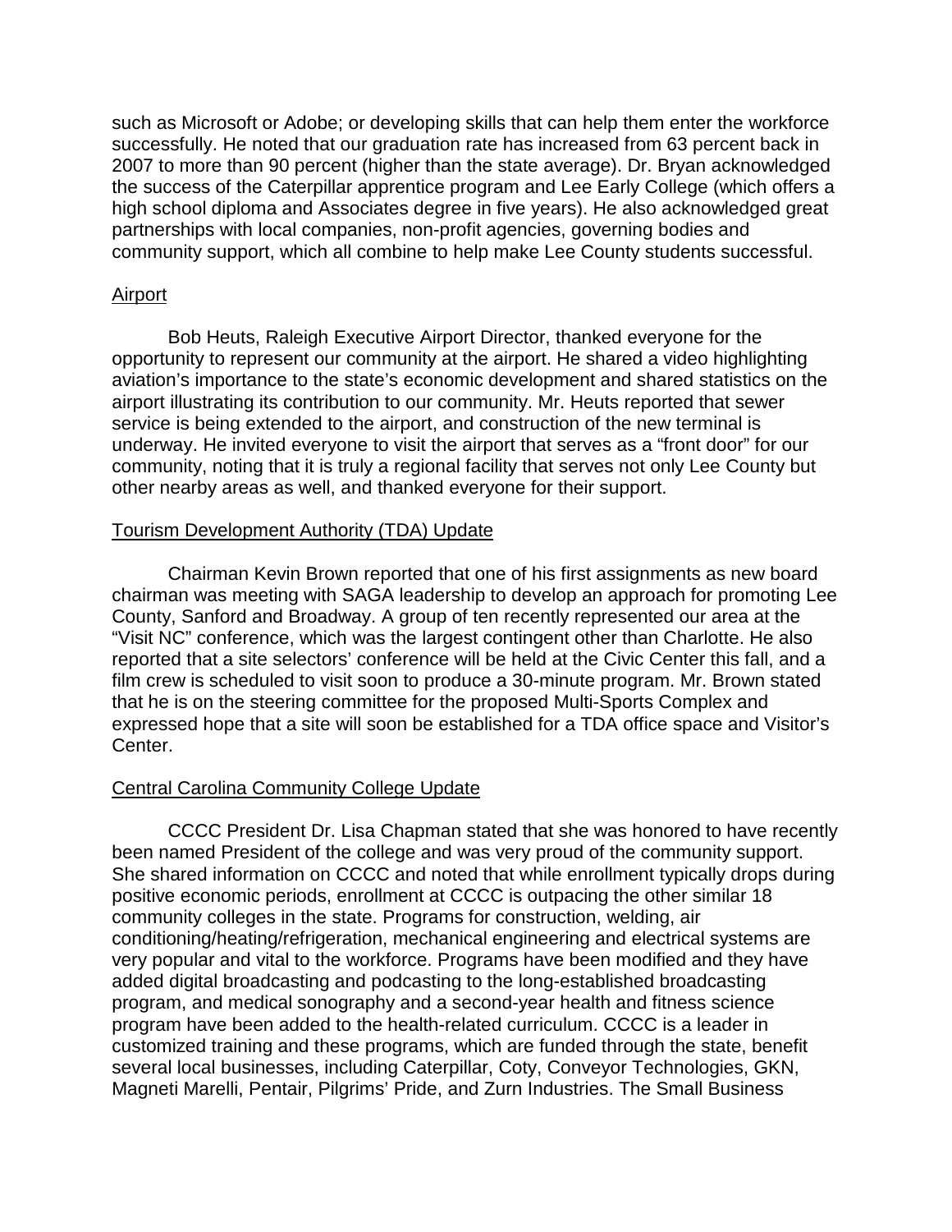such as Microsoft or Adobe; or developing skills that can help them enter the workforce successfully. He noted that our graduation rate has increased from 63 percent back in 2007 to more than 90 percent (higher than the state average). Dr. Bryan acknowledged the success of the Caterpillar apprentice program and Lee Early College (which offers a high school diploma and Associates degree in five years). He also acknowledged great partnerships with local companies, non-profit agencies, governing bodies and community support, which all combine to help make Lee County students successful.

## Airport

Bob Heuts, Raleigh Executive Airport Director, thanked everyone for the opportunity to represent our community at the airport. He shared a video highlighting aviation's importance to the state's economic development and shared statistics on the airport illustrating its contribution to our community. Mr. Heuts reported that sewer service is being extended to the airport, and construction of the new terminal is underway. He invited everyone to visit the airport that serves as a "front door" for our community, noting that it is truly a regional facility that serves not only Lee County but other nearby areas as well, and thanked everyone for their support.

## Tourism Development Authority (TDA) Update

Chairman Kevin Brown reported that one of his first assignments as new board chairman was meeting with SAGA leadership to develop an approach for promoting Lee County, Sanford and Broadway. A group of ten recently represented our area at the "Visit NC" conference, which was the largest contingent other than Charlotte. He also reported that a site selectors' conference will be held at the Civic Center this fall, and a film crew is scheduled to visit soon to produce a 30-minute program. Mr. Brown stated that he is on the steering committee for the proposed Multi-Sports Complex and expressed hope that a site will soon be established for a TDA office space and Visitor's Center.

## Central Carolina Community College Update

CCCC President Dr. Lisa Chapman stated that she was honored to have recently been named President of the college and was very proud of the community support. She shared information on CCCC and noted that while enrollment typically drops during positive economic periods, enrollment at CCCC is outpacing the other similar 18 community colleges in the state. Programs for construction, welding, air conditioning/heating/refrigeration, mechanical engineering and electrical systems are very popular and vital to the workforce. Programs have been modified and they have added digital broadcasting and podcasting to the long-established broadcasting program, and medical sonography and a second-year health and fitness science program have been added to the health-related curriculum. CCCC is a leader in customized training and these programs, which are funded through the state, benefit several local businesses, including Caterpillar, Coty, Conveyor Technologies, GKN, Magneti Marelli, Pentair, Pilgrims' Pride, and Zurn Industries. The Small Business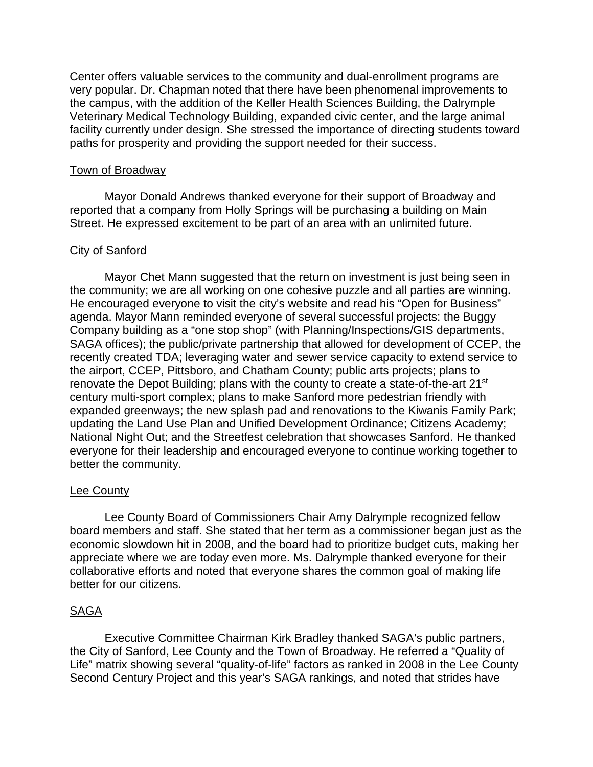Center offers valuable services to the community and dual-enrollment programs are very popular. Dr. Chapman noted that there have been phenomenal improvements to the campus, with the addition of the Keller Health Sciences Building, the Dalrymple Veterinary Medical Technology Building, expanded civic center, and the large animal facility currently under design. She stressed the importance of directing students toward paths for prosperity and providing the support needed for their success.

Town of Broadway

Mayor Donald Andrews thanked everyone for their support of Broadway and reported that a company from Holly Springs will be purchasing a building on Main Street. He expressed excitement to be part of an area with an unlimited future.

City of Sanford

Mayor Chet Mann suggested that the return on investment is just being seen in the community; we are all working on one cohesive puzzle and all parties are winning. He encouraged everyone to visit the city's website and read his "Open for Business" agenda. Mayor Mann reminded everyone of several successful projects: the Buggy Company building as a "one stop shop" (with Planning/Inspections/GIS departments, SAGA offices); the public/private partnership that allowed for development of CCEP, the recently created TDA; leveraging water and sewer service capacity to extend service to the airport, CCEP, Pittsboro, and Chatham County; public arts projects; plans to renovate the Depot Building; plans with the county to create a state-of-the-art 21st century multi-sport complex; plans to make Sanford more pedestrian friendly with expanded greenways; the new splash pad and renovations to the Kiwanis Family Park; updating the Land Use Plan and Unified Development Ordinance; Citizens Academy; National Night Out; and the Streetfest celebration that showcases Sanford. He thanked everyone for their leadership and encouraged everyone to continue working together to better the community.

Lee County

Lee County Board of Commissioners Chair Amy Dalrymple recognized fellow board members and staff. She stated that her term as a commissioner began just as the economic slowdown hit in 2008, and the board had to prioritize budget cuts, making her appreciate where we are today even more. Ms. Dalrymple thanked everyone for their collaborative efforts and noted that everyone shares the common goal of making life better for our citizens.

SAGA

Executive Committee Chairman Kirk Bradley thanked SAGA's public partners, the City of Sanford, Lee County and the Town of Broadway. He referred a "Quality of Life" matrix showing several "quality-of-life" factors as ranked in 2008 in the Lee County Second Century Project and this year's SAGA rankings, and noted that strides have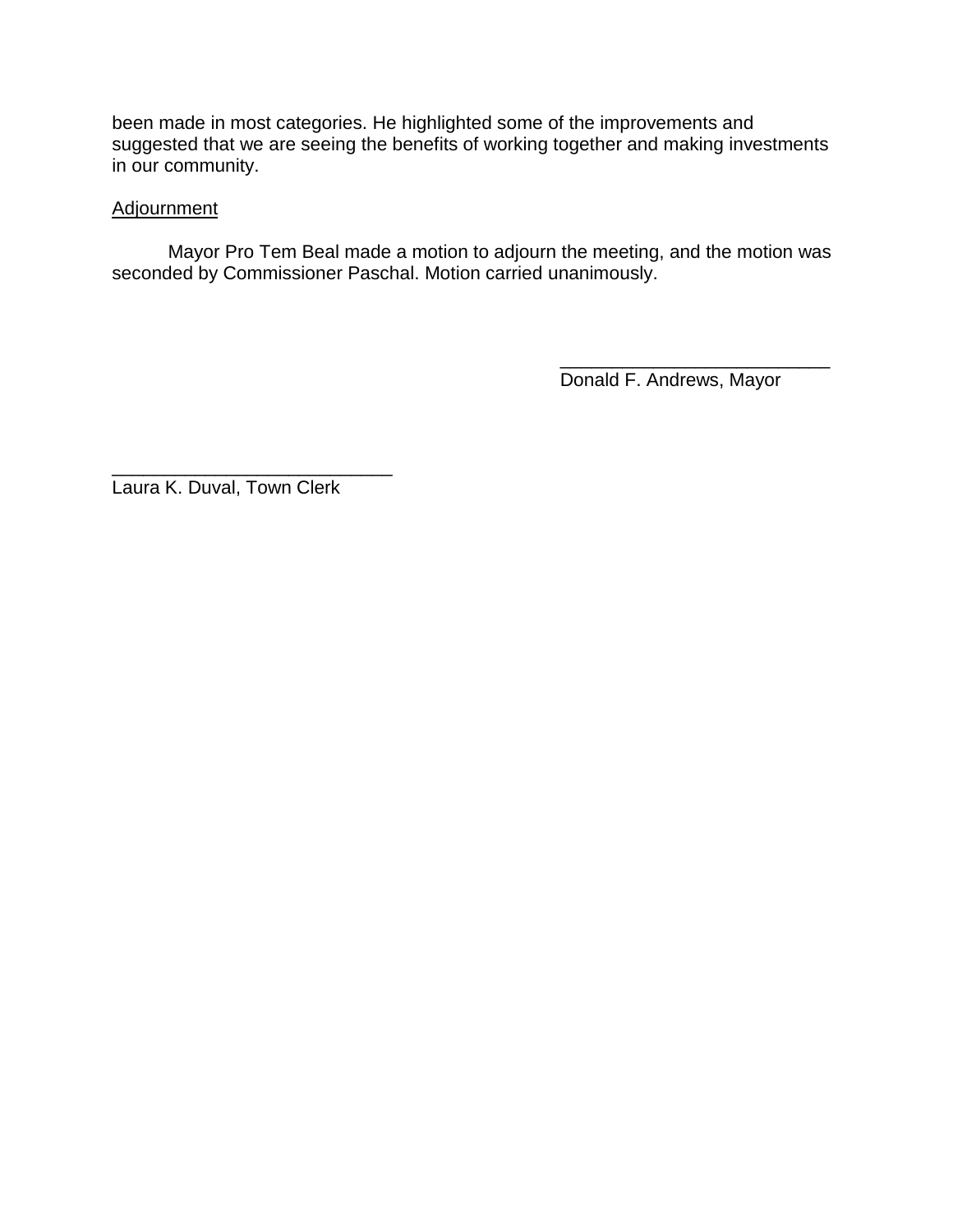been made in most categories. He highlighted some of the improvements and suggested that we are seeing the benefits of working together and making investments in our community.

<u>Adjournment</u>

Mayor Pro Tem Beal made a motion to adjourn the meeting, and the motion was seconded by Commissioner Paschal. Motion carried unanimously.

\_\_\_\_\_\_\_\_\_\_\_\_\_\_\_\_\_\_\_\_\_\_\_\_\_\_\_
Donald F. Andrews, Mayor

\_\_\_\_\_\_\_\_\_\_\_\_\_\_\_\_\_\_\_\_\_\_\_\_\_\_\_\_
Laura K. Duval, Town Clerk